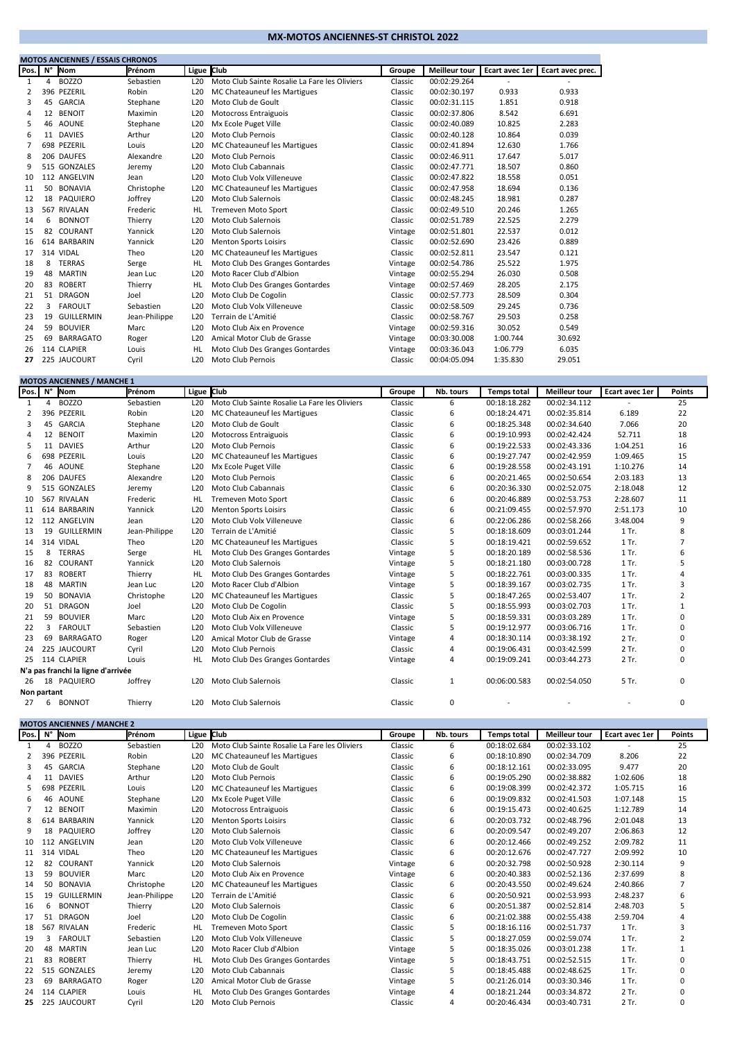# MX-MOTOS ANCIENNES-ST CHRISTOL 2022

## MOTOS ANCIENNES / ESSAIS CHRONOS

| Pos. | N° | Nom | Prénom | Ligue | Club | Groupe | Meilleur tour | Ecart avec 1er | Ecart avec prec. |
|---|---|---|---|---|---|---|---|---|---|
| 1 | 4 | BOZZO | Sebastien | L20 | Moto Club Sainte Rosalie La Fare les Oliviers | Classic | 00:02:29.264 | - | - |
| 2 | 396 | PEZERIL | Robin | L20 | MC Chateauneuf les Martigues | Classic | 00:02:30.197 | 0.933 | 0.933 |
| 3 | 45 | GARCIA | Stephane | L20 | Moto Club de Goult | Classic | 00:02:31.115 | 1.851 | 0.918 |
| 4 | 12 | BENOIT | Maximin | L20 | Motocross Entraiguois | Classic | 00:02:37.806 | 8.542 | 6.691 |
| 5 | 46 | AOUNE | Stephane | L20 | Mx Ecole Puget Ville | Classic | 00:02:40.089 | 10.825 | 2.283 |
| 6 | 11 | DAVIES | Arthur | L20 | Moto Club Pernois | Classic | 00:02:40.128 | 10.864 | 0.039 |
| 7 | 698 | PEZERIL | Louis | L20 | MC Chateauneuf les Martigues | Classic | 00:02:41.894 | 12.630 | 1.766 |
| 8 | 206 | DAUFES | Alexandre | L20 | Moto Club Pernois | Classic | 00:02:46.911 | 17.647 | 5.017 |
| 9 | 515 | GONZALES | Jeremy | L20 | Moto Club Cabannais | Classic | 00:02:47.771 | 18.507 | 0.860 |
| 10 | 112 | ANGELVIN | Jean | L20 | Moto Club Volx Villeneuve | Classic | 00:02:47.822 | 18.558 | 0.051 |
| 11 | 50 | BONAVIA | Christophe | L20 | MC Chateauneuf les Martigues | Classic | 00:02:47.958 | 18.694 | 0.136 |
| 12 | 18 | PAQUIERO | Joffrey | L20 | Moto Club Salernois | Classic | 00:02:48.245 | 18.981 | 0.287 |
| 13 | 567 | RIVALAN | Frederic | HL | Tremeven Moto Sport | Classic | 00:02:49.510 | 20.246 | 1.265 |
| 14 | 6 | BONNOT | Thierry | L20 | Moto Club Salernois | Classic | 00:02:51.789 | 22.525 | 2.279 |
| 15 | 82 | COURANT | Yannick | L20 | Moto Club Salernois | Vintage | 00:02:51.801 | 22.537 | 0.012 |
| 16 | 614 | BARBARIN | Yannick | L20 | Menton Sports Loisirs | Classic | 00:02:52.690 | 23.426 | 0.889 |
| 17 | 314 | VIDAL | Theo | L20 | MC Chateauneuf les Martigues | Classic | 00:02:52.811 | 23.547 | 0.121 |
| 18 | 8 | TERRAS | Serge | HL | Moto Club Des Granges Gontardes | Vintage | 00:02:54.786 | 25.522 | 1.975 |
| 19 | 48 | MARTIN | Jean Luc | L20 | Moto Racer Club d'Albion | Vintage | 00:02:55.294 | 26.030 | 0.508 |
| 20 | 83 | ROBERT | Thierry | HL | Moto Club Des Granges Gontardes | Vintage | 00:02:57.469 | 28.205 | 2.175 |
| 21 | 51 | DRAGON | Joel | L20 | Moto Club De Cogolin | Classic | 00:02:57.773 | 28.509 | 0.304 |
| 22 | 3 | FAROULT | Sebastien | L20 | Moto Club Volx Villeneuve | Classic | 00:02:58.509 | 29.245 | 0.736 |
| 23 | 19 | GUILLERMIN | Jean-Philippe | L20 | Terrain de L'Amitié | Classic | 00:02:58.767 | 29.503 | 0.258 |
| 24 | 59 | BOUVIER | Marc | L20 | Moto Club Aix en Provence | Vintage | 00:02:59.316 | 30.052 | 0.549 |
| 25 | 69 | BARRAGATO | Roger | L20 | Amical Motor Club de Grasse | Vintage | 00:03:30.008 | 1:00.744 | 30.692 |
| 26 | 114 | CLAPIER | Louis | HL | Moto Club Des Granges Gontardes | Vintage | 00:03:36.043 | 1:06.779 | 6.035 |
| 27 | 225 | JAUCOURT | Cyril | L20 | Moto Club Pernois | Classic | 00:04:05.094 | 1:35.830 | 29.051 |

## MOTOS ANCIENNES / MANCHE 1

| Pos. | N° | Nom | Prénom | Ligue | Club | Groupe | Nb. tours | Temps total | Meilleur tour | Ecart avec 1er | Points |
|---|---|---|---|---|---|---|---|---|---|---|---|
| 1 | 4 | BOZZO | Sebastien | L20 | Moto Club Sainte Rosalie La Fare les Oliviers | Classic | 6 | 00:18:18.282 | 00:02:34.112 | - | 25 |
| 2 | 396 | PEZERIL | Robin | L20 | MC Chateauneuf les Martigues | Classic | 6 | 00:18:24.471 | 00:02:35.814 | 6.189 | 22 |
| 3 | 45 | GARCIA | Stephane | L20 | Moto Club de Goult | Classic | 6 | 00:18:25.348 | 00:02:34.640 | 7.066 | 20 |
| 4 | 12 | BENOIT | Maximin | L20 | Motocross Entraiguois | Classic | 6 | 00:19:10.993 | 00:02:42.424 | 52.711 | 18 |
| 5 | 11 | DAVIES | Arthur | L20 | Moto Club Pernois | Classic | 6 | 00:19:22.533 | 00:02:43.336 | 1:04.251 | 16 |
| 6 | 698 | PEZERIL | Louis | L20 | MC Chateauneuf les Martigues | Classic | 6 | 00:19:27.747 | 00:02:42.959 | 1:09.465 | 15 |
| 7 | 46 | AOUNE | Stephane | L20 | Mx Ecole Puget Ville | Classic | 6 | 00:19:28.558 | 00:02:43.191 | 1:10.276 | 14 |
| 8 | 206 | DAUFES | Alexandre | L20 | Moto Club Pernois | Classic | 6 | 00:20:21.465 | 00:02:50.654 | 2:03.183 | 13 |
| 9 | 515 | GONZALES | Jeremy | L20 | Moto Club Cabannais | Classic | 6 | 00:20:36.330 | 00:02:52.075 | 2:18.048 | 12 |
| 10 | 567 | RIVALAN | Frederic | HL | Tremeven Moto Sport | Classic | 6 | 00:20:46.889 | 00:02:53.753 | 2:28.607 | 11 |
| 11 | 614 | BARBARIN | Yannick | L20 | Menton Sports Loisirs | Classic | 6 | 00:21:09.455 | 00:02:57.970 | 2:51.173 | 10 |
| 12 | 112 | ANGELVIN | Jean | L20 | Moto Club Volx Villeneuve | Classic | 6 | 00:22:06.286 | 00:02:58.266 | 3:48.004 | 9 |
| 13 | 19 | GUILLERMIN | Jean-Philippe | L20 | Terrain de L'Amitié | Classic | 5 | 00:18:18.609 | 00:03:01.244 | 1 Tr. | 8 |
| 14 | 314 | VIDAL | Theo | L20 | MC Chateauneuf les Martigues | Classic | 5 | 00:18:19.421 | 00:02:59.652 | 1 Tr. | 7 |
| 15 | 8 | TERRAS | Serge | HL | Moto Club Des Granges Gontardes | Vintage | 5 | 00:18:20.189 | 00:02:58.536 | 1 Tr. | 6 |
| 16 | 82 | COURANT | Yannick | L20 | Moto Club Salernois | Vintage | 5 | 00:18:21.180 | 00:03:00.728 | 1 Tr. | 5 |
| 17 | 83 | ROBERT | Thierry | HL | Moto Club Des Granges Gontardes | Vintage | 5 | 00:18:22.761 | 00:03:00.335 | 1 Tr. | 4 |
| 18 | 48 | MARTIN | Jean Luc | L20 | Moto Racer Club d'Albion | Vintage | 5 | 00:18:39.167 | 00:03:02.735 | 1 Tr. | 3 |
| 19 | 50 | BONAVIA | Christophe | L20 | MC Chateauneuf les Martigues | Classic | 5 | 00:18:47.265 | 00:02:53.407 | 1 Tr. | 2 |
| 20 | 51 | DRAGON | Joel | L20 | Moto Club De Cogolin | Classic | 5 | 00:18:55.993 | 00:03:02.703 | 1 Tr. | 1 |
| 21 | 59 | BOUVIER | Marc | L20 | Moto Club Aix en Provence | Vintage | 5 | 00:18:59.331 | 00:03:03.289 | 1 Tr. | 0 |
| 22 | 3 | FAROULT | Sebastien | L20 | Moto Club Volx Villeneuve | Classic | 5 | 00:19:12.977 | 00:03:06.716 | 1 Tr. | 0 |
| 23 | 69 | BARRAGATO | Roger | L20 | Amical Motor Club de Grasse | Vintage | 4 | 00:18:30.114 | 00:03:38.192 | 2 Tr. | 0 |
| 24 | 225 | JAUCOURT | Cyril | L20 | Moto Club Pernois | Classic | 4 | 00:19:06.431 | 00:03:42.599 | 2 Tr. | 0 |
| 25 | 114 | CLAPIER | Louis | HL | Moto Club Des Granges Gontardes | Vintage | 4 | 00:19:09.241 | 00:03:44.273 | 2 Tr. | 0 |
| **N'a pas franchi la ligne d'arrivée** | | | | | | | | | | | |
| 26 | 18 | PAQUIERO | Joffrey | L20 | Moto Club Salernois | Classic | 1 | 00:06:00.583 | 00:02:54.050 | 5 Tr. | 0 |
| **Non partant** | | | | | | | | | | | |
| 27 | 6 | BONNOT | Thierry | L20 | Moto Club Salernois | Classic | 0 | - | - | - | 0 |

## MOTOS ANCIENNES / MANCHE 2

| Pos. | N° | Nom | Prénom | Ligue | Club | Groupe | Nb. tours | Temps total | Meilleur tour | Ecart avec 1er | Points |
|---|---|---|---|---|---|---|---|---|---|---|---|
| 1 | 4 | BOZZO | Sebastien | L20 | Moto Club Sainte Rosalie La Fare les Oliviers | Classic | 6 | 00:18:02.684 | 00:02:33.102 | - | 25 |
| 2 | 396 | PEZERIL | Robin | L20 | MC Chateauneuf les Martigues | Classic | 6 | 00:18:10.890 | 00:02:34.709 | 8.206 | 22 |
| 3 | 45 | GARCIA | Stephane | L20 | Moto Club de Goult | Classic | 6 | 00:18:12.161 | 00:02:33.095 | 9.477 | 20 |
| 4 | 11 | DAVIES | Arthur | L20 | Moto Club Pernois | Classic | 6 | 00:19:05.290 | 00:02:38.882 | 1:02.606 | 18 |
| 5 | 698 | PEZERIL | Louis | L20 | MC Chateauneuf les Martigues | Classic | 6 | 00:19:08.399 | 00:02:42.372 | 1:05.715 | 16 |
| 6 | 46 | AOUNE | Stephane | L20 | Mx Ecole Puget Ville | Classic | 6 | 00:19:09.832 | 00:02:41.503 | 1:07.148 | 15 |
| 7 | 12 | BENOIT | Maximin | L20 | Motocross Entraiguois | Classic | 6 | 00:19:15.473 | 00:02:40.625 | 1:12.789 | 14 |
| 8 | 614 | BARBARIN | Yannick | L20 | Menton Sports Loisirs | Classic | 6 | 00:20:03.732 | 00:02:48.796 | 2:01.048 | 13 |
| 9 | 18 | PAQUIERO | Joffrey | L20 | Moto Club Salernois | Classic | 6 | 00:20:09.547 | 00:02:49.207 | 2:06.863 | 12 |
| 10 | 112 | ANGELVIN | Jean | L20 | Moto Club Volx Villeneuve | Classic | 6 | 00:20:12.466 | 00:02:49.252 | 2:09.782 | 11 |
| 11 | 314 | VIDAL | Theo | L20 | MC Chateauneuf les Martigues | Classic | 6 | 00:20:12.676 | 00:02:47.727 | 2:09.992 | 10 |
| 12 | 82 | COURANT | Yannick | L20 | Moto Club Salernois | Vintage | 6 | 00:20:32.798 | 00:02:50.928 | 2:30.114 | 9 |
| 13 | 59 | BOUVIER | Marc | L20 | Moto Club Aix en Provence | Vintage | 6 | 00:20:40.383 | 00:02:52.136 | 2:37.699 | 8 |
| 14 | 50 | BONAVIA | Christophe | L20 | MC Chateauneuf les Martigues | Classic | 6 | 00:20:43.550 | 00:02:49.624 | 2:40.866 | 7 |
| 15 | 19 | GUILLERMIN | Jean-Philippe | L20 | Terrain de L'Amitié | Classic | 6 | 00:20:50.921 | 00:02:53.993 | 2:48.237 | 6 |
| 16 | 6 | BONNOT | Thierry | L20 | Moto Club Salernois | Classic | 6 | 00:20:51.387 | 00:02:52.814 | 2:48.703 | 5 |
| 17 | 51 | DRAGON | Joel | L20 | Moto Club De Cogolin | Classic | 6 | 00:21:02.388 | 00:02:55.438 | 2:59.704 | 4 |
| 18 | 567 | RIVALAN | Frederic | HL | Tremeven Moto Sport | Classic | 5 | 00:18:16.116 | 00:02:51.737 | 1 Tr. | 3 |
| 19 | 3 | FAROULT | Sebastien | L20 | Moto Club Volx Villeneuve | Classic | 5 | 00:18:27.059 | 00:02:59.074 | 1 Tr. | 2 |
| 20 | 48 | MARTIN | Jean Luc | L20 | Moto Racer Club d'Albion | Vintage | 5 | 00:18:35.026 | 00:03:01.238 | 1 Tr. | 1 |
| 21 | 83 | ROBERT | Thierry | HL | Moto Club Des Granges Gontardes | Vintage | 5 | 00:18:43.751 | 00:02:52.515 | 1 Tr. | 0 |
| 22 | 515 | GONZALES | Jeremy | L20 | Moto Club Cabannais | Classic | 5 | 00:18:45.488 | 00:02:48.625 | 1 Tr. | 0 |
| 23 | 69 | BARRAGATO | Roger | L20 | Amical Motor Club de Grasse | Vintage | 5 | 00:21:26.014 | 00:03:30.346 | 1 Tr. | 0 |
| 24 | 114 | CLAPIER | Louis | HL | Moto Club Des Granges Gontardes | Vintage | 4 | 00:18:21.244 | 00:03:34.872 | 2 Tr. | 0 |
| 25 | 225 | JAUCOURT | Cyril | L20 | Moto Club Pernois | Classic | 4 | 00:20:46.434 | 00:03:40.731 | 2 Tr. | 0 |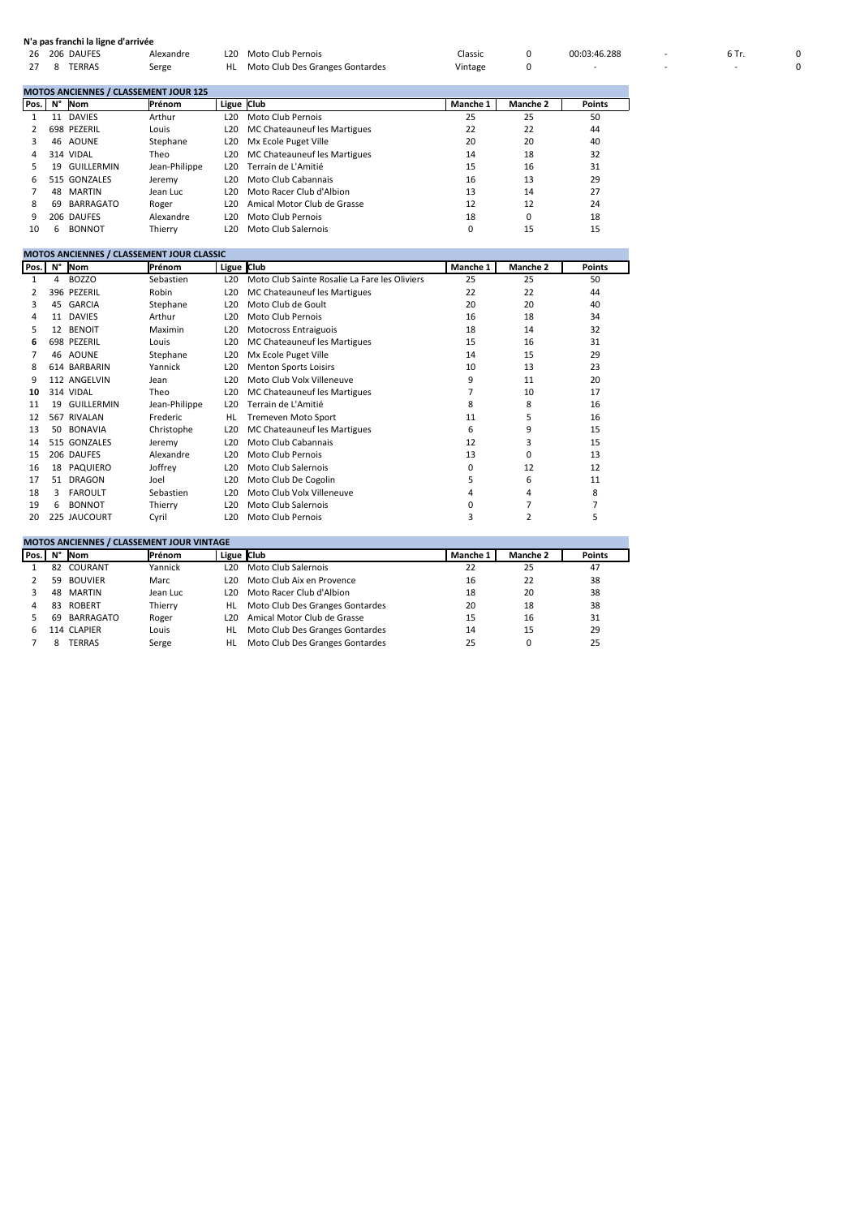**N'a pas franchi la ligne d'arrivée**

| | | | | | | | | | | | |
|---|---|---|---|---|---|---|---|---|---|---|---|
| 26 | 206 | DAUFES | Alexandre | L20 | Moto Club Pernois | Classic | 0 | 00:03:46.288 | - | 6 Tr. | 0 |
| 27 | 8 | TERRAS | Serge | HL | Moto Club Des Granges Gontardes | Vintage | 0 | - | - | - | 0 |

**MOTOS ANCIENNES / CLASSEMENT JOUR 125**

| Pos. | N° | Nom | Prénom | Ligue | Club | Manche 1 | Manche 2 | Points |
|---|---|---|---|---|---|---|---|---|
| 1 | 11 | DAVIES | Arthur | L20 | Moto Club Pernois | 25 | 25 | 50 |
| 2 | 698 | PEZERIL | Louis | L20 | MC Chateauneuf les Martigues | 22 | 22 | 44 |
| 3 | 46 | AOUNE | Stephane | L20 | Mx Ecole Puget Ville | 20 | 20 | 40 |
| 4 | 314 | VIDAL | Theo | L20 | MC Chateauneuf les Martigues | 14 | 18 | 32 |
| 5 | 19 | GUILLERMIN | Jean-Philippe | L20 | Terrain de L'Amitié | 15 | 16 | 31 |
| 6 | 515 | GONZALES | Jeremy | L20 | Moto Club Cabannais | 16 | 13 | 29 |
| 7 | 48 | MARTIN | Jean Luc | L20 | Moto Racer Club d'Albion | 13 | 14 | 27 |
| 8 | 69 | BARRAGATO | Roger | L20 | Amical Motor Club de Grasse | 12 | 12 | 24 |
| 9 | 206 | DAUFES | Alexandre | L20 | Moto Club Pernois | 18 | 0 | 18 |
| 10 | 6 | BONNOT | Thierry | L20 | Moto Club Salernois | 0 | 15 | 15 |

**MOTOS ANCIENNES / CLASSEMENT JOUR CLASSIC**

| Pos. | N° | Nom | Prénom | Ligue | Club | Manche 1 | Manche 2 | Points |
|---|---|---|---|---|---|---|---|---|
| 1 | 4 | BOZZO | Sebastien | L20 | Moto Club Sainte Rosalie La Fare les Oliviers | 25 | 25 | 50 |
| 2 | 396 | PEZERIL | Robin | L20 | MC Chateauneuf les Martigues | 22 | 22 | 44 |
| 3 | 45 | GARCIA | Stephane | L20 | Moto Club de Goult | 20 | 20 | 40 |
| 4 | 11 | DAVIES | Arthur | L20 | Moto Club Pernois | 16 | 18 | 34 |
| 5 | 12 | BENOIT | Maximin | L20 | Motocross Entraiguois | 18 | 14 | 32 |
| **6** | 698 | PEZERIL | Louis | L20 | MC Chateauneuf les Martigues | 15 | 16 | 31 |
| 7 | 46 | AOUNE | Stephane | L20 | Mx Ecole Puget Ville | 14 | 15 | 29 |
| 8 | 614 | BARBARIN | Yannick | L20 | Menton Sports Loisirs | 10 | 13 | 23 |
| 9 | 112 | ANGELVIN | Jean | L20 | Moto Club Volx Villeneuve | 9 | 11 | 20 |
| **10** | 314 | VIDAL | Theo | L20 | MC Chateauneuf les Martigues | 7 | 10 | 17 |
| 11 | 19 | GUILLERMIN | Jean-Philippe | L20 | Terrain de L'Amitié | 8 | 8 | 16 |
| 12 | 567 | RIVALAN | Frederic | HL | Tremeven Moto Sport | 11 | 5 | 16 |
| 13 | 50 | BONAVIA | Christophe | L20 | MC Chateauneuf les Martigues | 6 | 9 | 15 |
| 14 | 515 | GONZALES | Jeremy | L20 | Moto Club Cabannais | 12 | 3 | 15 |
| 15 | 206 | DAUFES | Alexandre | L20 | Moto Club Pernois | 13 | 0 | 13 |
| 16 | 18 | PAQUIERO | Joffrey | L20 | Moto Club Salernois | 0 | 12 | 12 |
| 17 | 51 | DRAGON | Joel | L20 | Moto Club De Cogolin | 5 | 6 | 11 |
| 18 | 3 | FAROULT | Sebastien | L20 | Moto Club Volx Villeneuve | 4 | 4 | 8 |
| 19 | 6 | BONNOT | Thierry | L20 | Moto Club Salernois | 0 | 7 | 7 |
| 20 | 225 | JAUCOURT | Cyril | L20 | Moto Club Pernois | 3 | 2 | 5 |

**MOTOS ANCIENNES / CLASSEMENT JOUR VINTAGE**

| Pos. | N° | Nom | Prénom | Ligue | Club | Manche 1 | Manche 2 | Points |
|---|---|---|---|---|---|---|---|---|
| 1 | 82 | COURANT | Yannick | L20 | Moto Club Salernois | 22 | 25 | 47 |
| 2 | 59 | BOUVIER | Marc | L20 | Moto Club Aix en Provence | 16 | 22 | 38 |
| 3 | 48 | MARTIN | Jean Luc | L20 | Moto Racer Club d'Albion | 18 | 20 | 38 |
| 4 | 83 | ROBERT | Thierry | HL | Moto Club Des Granges Gontardes | 20 | 18 | 38 |
| 5 | 69 | BARRAGATO | Roger | L20 | Amical Motor Club de Grasse | 15 | 16 | 31 |
| 6 | 114 | CLAPIER | Louis | HL | Moto Club Des Granges Gontardes | 14 | 15 | 29 |
| 7 | 8 | TERRAS | Serge | HL | Moto Club Des Granges Gontardes | 25 | 0 | 25 |